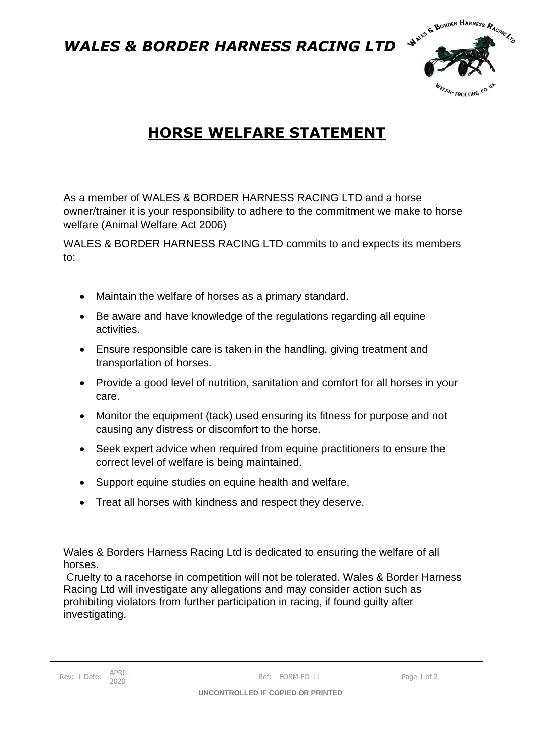# *WALES & BORDER HARNESS RACING LTD*

## HORSE WELFARE STATEMENT

As a member of WALES & BORDER HARNESS RACING LTD and a horse owner/trainer it is your responsibility to adhere to the commitment we make to horse welfare (Animal Welfare Act 2006)

WALES & BORDER HARNESS RACING LTD commits to and expects its members to:

- Maintain the welfare of horses as a primary standard.
- Be aware and have knowledge of the regulations regarding all equine activities.
- Ensure responsible care is taken in the handling, giving treatment and transportation of horses.
- Provide a good level of nutrition, sanitation and comfort for all horses in your care.
- Monitor the equipment (tack) used ensuring its fitness for purpose and not causing any distress or discomfort to the horse.
- Seek expert advice when required from equine practitioners to ensure the correct level of welfare is being maintained.
- Support equine studies on equine health and welfare.
- Treat all horses with kindness and respect they deserve.

Wales & Borders Harness Racing Ltd is dedicated to ensuring the welfare of all horses.
Cruelty to a racehorse in competition will not be tolerated. Wales & Border Harness Racing Ltd will investigate any allegations and may consider action such as prohibiting violators from further participation in racing, if found guilty after investigating.

Rev: 1 Date: APRIL 2020 Ref: FORM-FO-11

**UNCONTROLLED IF COPIED OR PRINTED**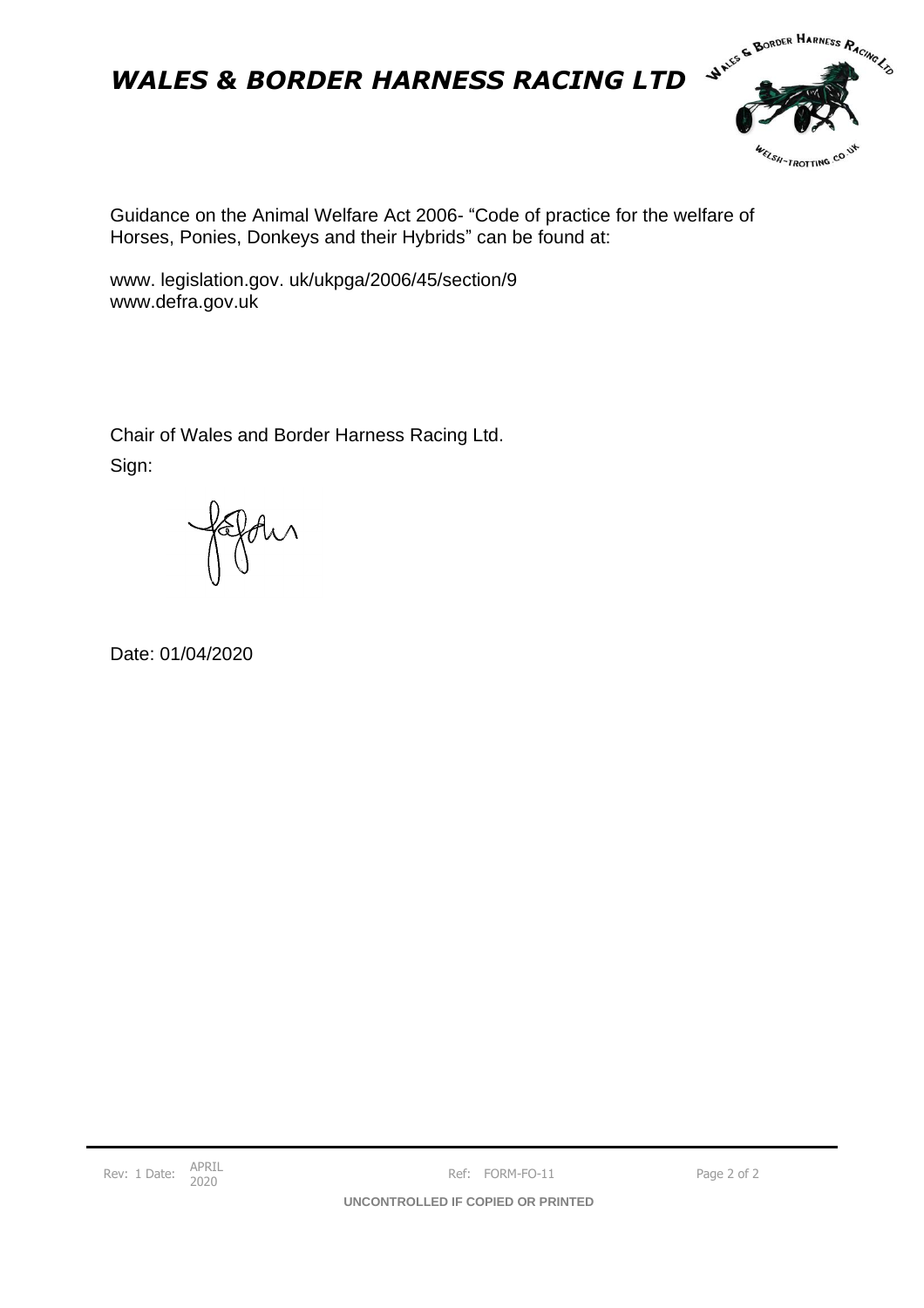Guidance on the Animal Welfare Act 2006- "Code of practice for the welfare of Horses, Ponies, Donkeys and their Hybrids" can be found at:

www. legislation.gov. uk/ukpga/2006/45/section/9
www.defra.gov.uk

Chair of Wales and Border Harness Racing Ltd.

Sign:

Date: 01/04/2020